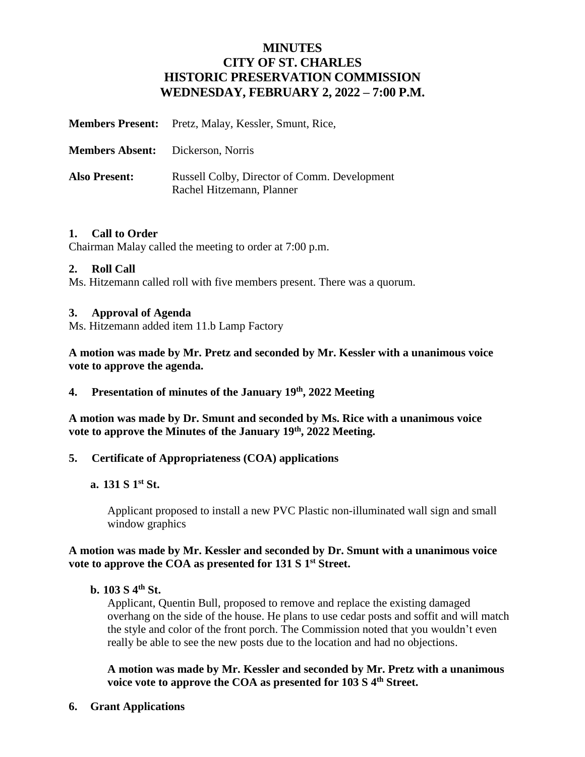# MINUTES
# CITY OF ST. CHARLES
# HISTORIC PRESERVATION COMMISSION
# WEDNESDAY, FEBRUARY 2, 2022 – 7:00 P.M.

**Members Present:** Pretz, Malay, Kessler, Smunt, Rice,

**Members Absent:** Dickerson, Norris

**Also Present:** Russell Colby, Director of Comm. Development
Rachel Hitzemann, Planner

### 1. Call to Order

Chairman Malay called the meeting to order at 7:00 p.m.

### 2. Roll Call

Ms. Hitzemann called roll with five members present. There was a quorum.

### 3. Approval of Agenda

Ms. Hitzemann added item 11.b Lamp Factory

**A motion was made by Mr. Pretz and seconded by Mr. Kessler with a unanimous voice vote to approve the agenda.**

### 4. Presentation of minutes of the January 19th, 2022 Meeting

**A motion was made by Dr. Smunt and seconded by Ms. Rice with a unanimous voice vote to approve the Minutes of the January 19th, 2022 Meeting.**

### 5. Certificate of Appropriateness (COA) applications

**a. 131 S 1st St.**

Applicant proposed to install a new PVC Plastic non-illuminated wall sign and small window graphics

**A motion was made by Mr. Kessler and seconded by Dr. Smunt with a unanimous voice vote to approve the COA as presented for 131 S 1st Street.**

**b. 103 S 4th St.**

Applicant, Quentin Bull, proposed to remove and replace the existing damaged overhang on the side of the house. He plans to use cedar posts and soffit and will match the style and color of the front porch. The Commission noted that you wouldn't even really be able to see the new posts due to the location and had no objections.

**A motion was made by Mr. Kessler and seconded by Mr. Pretz with a unanimous voice vote to approve the COA as presented for 103 S 4th Street.**

### 6. Grant Applications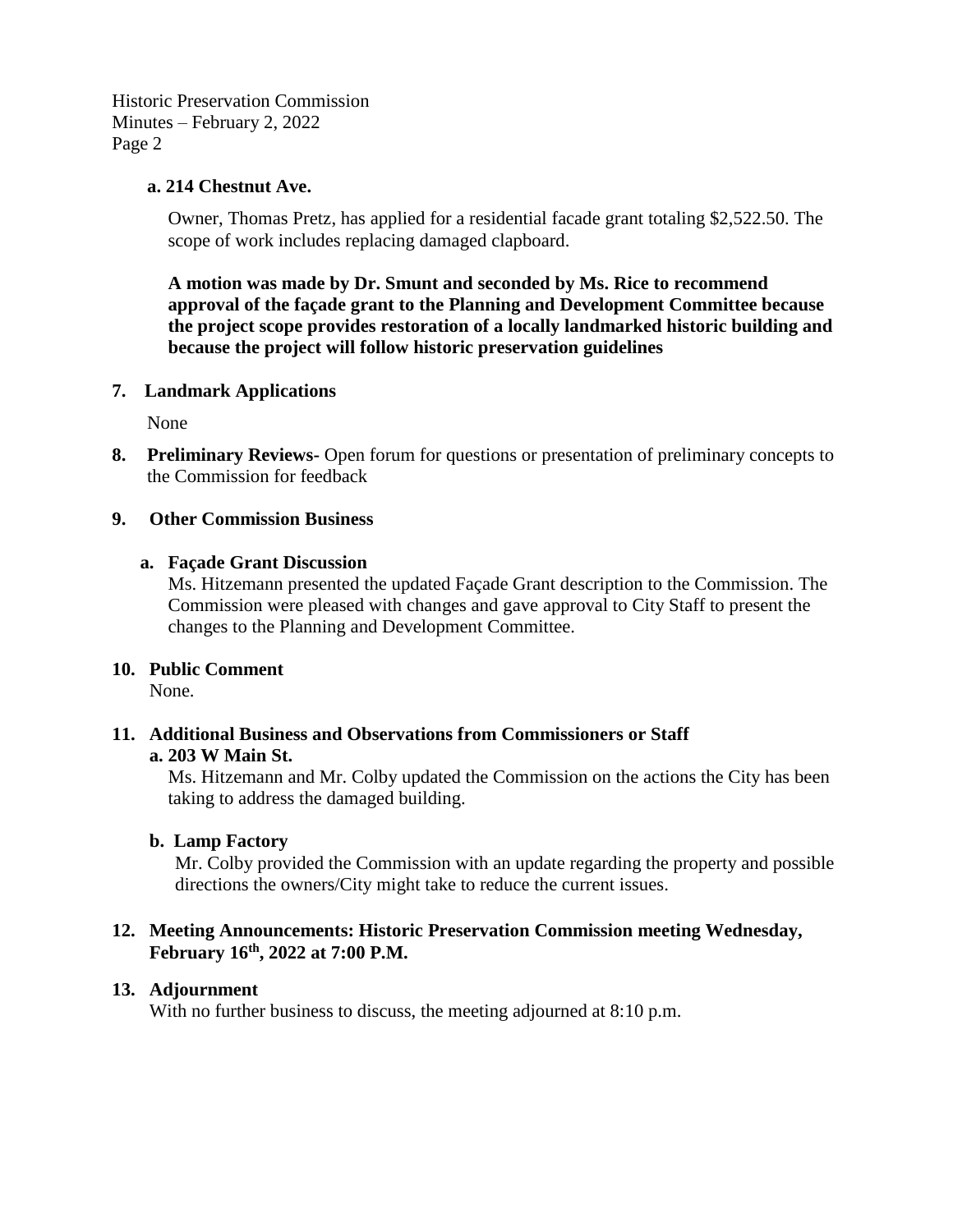**a. 214 Chestnut Ave.**

Owner, Thomas Pretz, has applied for a residential facade grant totaling $2,522.50. The scope of work includes replacing damaged clapboard.

**A motion was made by Dr. Smunt and seconded by Ms. Rice to recommend approval of the façade grant to the Planning and Development Committee because the project scope provides restoration of a locally landmarked historic building and because the project will follow historic preservation guidelines**

**7. Landmark Applications**

None

**8. Preliminary Reviews-** Open forum for questions or presentation of preliminary concepts to the Commission for feedback

**9. Other Commission Business**

**a. Façade Grant Discussion**

Ms. Hitzemann presented the updated Façade Grant description to the Commission. The Commission were pleased with changes and gave approval to City Staff to present the changes to the Planning and Development Committee.

**10. Public Comment**

None.

**11. Additional Business and Observations from Commissioners or Staff**

**a. 203 W Main St.**

Ms. Hitzemann and Mr. Colby updated the Commission on the actions the City has been taking to address the damaged building.

**b. Lamp Factory**

Mr. Colby provided the Commission with an update regarding the property and possible directions the owners/City might take to reduce the current issues.

**12. Meeting Announcements: Historic Preservation Commission meeting Wednesday, February 16th, 2022 at 7:00 P.M.**

**13. Adjournment**

With no further business to discuss, the meeting adjourned at 8:10 p.m.